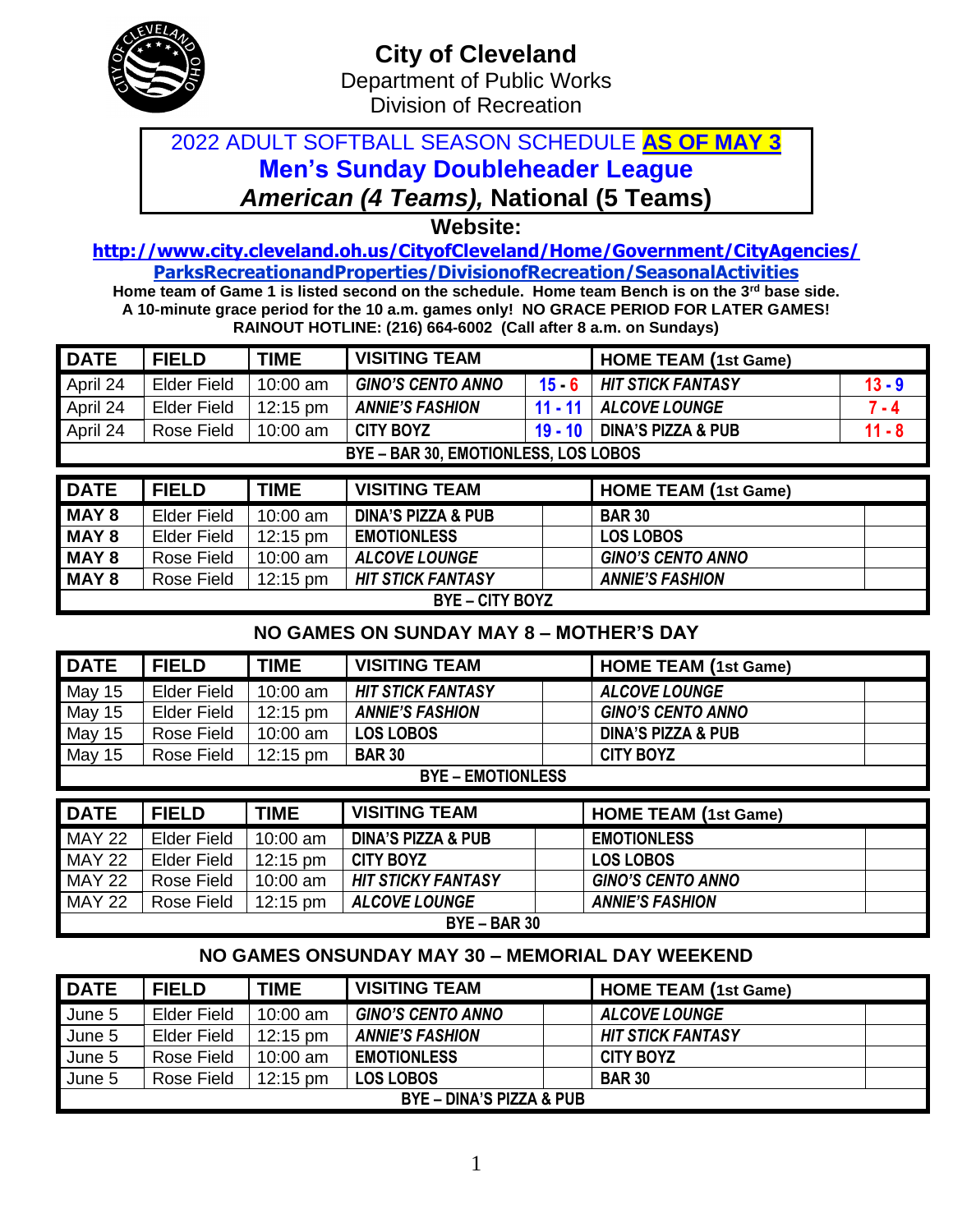# City of Cleveland

Department of Public Works

Division of Recreation

## 2022 ADULT SOFTBALL SEASON SCHEDULE **AS OF MAY 3**

## Men's Sunday Doubleheader League

### *American (4 Teams),* National (5 Teams)

**Website:**

**http://www.city.cleveland.oh.us/CityofCleveland/Home/Government/CityAgencies/ParksRecreationandProperties/DivisionofRecreation/SeasonalActivities**

**Home team of Game 1 is listed second on the schedule. Home team Bench is on the 3rd base side.**
**A 10-minute grace period for the 10 a.m. games only! NO GRACE PERIOD FOR LATER GAMES!**
**RAINOUT HOTLINE: (216) 664-6002 (Call after 8 a.m. on Sundays)**

| DATE | FIELD | TIME | VISITING TEAM | | HOME TEAM (1st Game) | |
|---|---|---|---|---|---|---|
| April 24 | Elder Field | 10:00 am | *GINO'S CENTO ANNO* | 15 - 6 | *HIT STICK FANTASY* | 13 - 9 |
| April 24 | Elder Field | 12:15 pm | *ANNIE'S FASHION* | 11 - 11 | *ALCOVE LOUNGE* | 7 - 4 |
| April 24 | Rose Field | 10:00 am | CITY BOYZ | 19 - 10 | DINA'S PIZZA & PUB | 11 - 8 |
| BYE – BAR 30, EMOTIONLESS, LOS LOBOS | | | | | | |

| DATE | FIELD | TIME | VISITING TEAM | | HOME TEAM (1st Game) | |
|---|---|---|---|---|---|---|
| MAY 8 | Elder Field | 10:00 am | DINA'S PIZZA & PUB | | BAR 30 | |
| MAY 8 | Elder Field | 12:15 pm | EMOTIONLESS | | LOS LOBOS | |
| MAY 8 | Rose Field | 10:00 am | *ALCOVE LOUNGE* | | *GINO'S CENTO ANNO* | |
| MAY 8 | Rose Field | 12:15 pm | *HIT STICK FANTASY* | | *ANNIE'S FASHION* | |
| BYE – CITY BOYZ | | | | | | |

**NO GAMES ON SUNDAY MAY 8 – MOTHER'S DAY**

| DATE | FIELD | TIME | VISITING TEAM | | HOME TEAM (1st Game) | |
|---|---|---|---|---|---|---|
| May 15 | Elder Field | 10:00 am | *HIT STICK FANTASY* | | *ALCOVE LOUNGE* | |
| May 15 | Elder Field | 12:15 pm | *ANNIE'S FASHION* | | *GINO'S CENTO ANNO* | |
| May 15 | Rose Field | 10:00 am | LOS LOBOS | | DINA'S PIZZA & PUB | |
| May 15 | Rose Field | 12:15 pm | BAR 30 | | CITY BOYZ | |
| BYE – EMOTIONLESS | | | | | | |

| DATE | FIELD | TIME | VISITING TEAM | | HOME TEAM (1st Game) | |
|---|---|---|---|---|---|---|
| MAY 22 | Elder Field | 10:00 am | DINA'S PIZZA & PUB | | EMOTIONLESS | |
| MAY 22 | Elder Field | 12:15 pm | CITY BOYZ | | LOS LOBOS | |
| MAY 22 | Rose Field | 10:00 am | *HIT STICKY FANTASY* | | *GINO'S CENTO ANNO* | |
| MAY 22 | Rose Field | 12:15 pm | *ALCOVE LOUNGE* | | *ANNIE'S FASHION* | |
| BYE – BAR 30 | | | | | | |

**NO GAMES ONSUNDAY MAY 30 – MEMORIAL DAY WEEKEND**

| DATE | FIELD | TIME | VISITING TEAM | | HOME TEAM (1st Game) | |
|---|---|---|---|---|---|---|
| June 5 | Elder Field | 10:00 am | *GINO'S CENTO ANNO* | | *ALCOVE LOUNGE* | |
| June 5 | Elder Field | 12:15 pm | *ANNIE'S FASHION* | | *HIT STICK FANTASY* | |
| June 5 | Rose Field | 10:00 am | EMOTIONLESS | | CITY BOYZ | |
| June 5 | Rose Field | 12:15 pm | LOS LOBOS | | BAR 30 | |
| BYE – DINA'S PIZZA & PUB | | | | | | |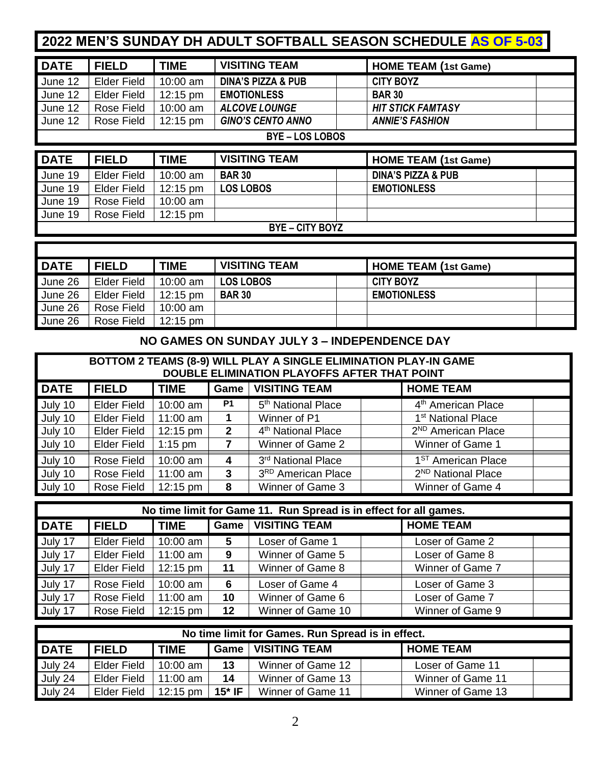# 2022 MEN'S SUNDAY DH ADULT SOFTBALL SEASON SCHEDULE AS OF 5-03

| DATE | FIELD | TIME | VISITING TEAM | | HOME TEAM (1st Game) | |
|---|---|---|---|---|---|---|
| June 12 | Elder Field | 10:00 am | **DINA'S PIZZA & PUB** | | **CITY BOYZ** | |
| June 12 | Elder Field | 12:15 pm | **EMOTIONLESS** | | **BAR 30** | |
| June 12 | Rose Field | 10:00 am | ***ALCOVE LOUNGE*** | | ***HIT STICK FAMTASY*** | |
| June 12 | Rose Field | 12:15 pm | ***GINO'S CENTO ANNO*** | | ***ANNIE'S FASHION*** | |
| **BYE – LOS LOBOS** | | | | | | |

| DATE | FIELD | TIME | VISITING TEAM | | HOME TEAM (1st Game) | |
|---|---|---|---|---|---|---|
| June 19 | Elder Field | 10:00 am | **BAR 30** | | **DINA'S PIZZA & PUB** | |
| June 19 | Elder Field | 12:15 pm | **LOS LOBOS** | | **EMOTIONLESS** | |
| June 19 | Rose Field | 10:00 am | | | | |
| June 19 | Rose Field | 12:15 pm | | | | |
| **BYE – CITY BOYZ** | | | | | | |

| DATE | FIELD | TIME | VISITING TEAM | | HOME TEAM (1st Game) | |
|---|---|---|---|---|---|---|
| June 26 | Elder Field | 10:00 am | **LOS LOBOS** | | **CITY BOYZ** | |
| June 26 | Elder Field | 12:15 pm | **BAR 30** | | **EMOTIONLESS** | |
| June 26 | Rose Field | 10:00 am | | | | |
| June 26 | Rose Field | 12:15 pm | | | | |

**NO GAMES ON SUNDAY JULY 3 – INDEPENDENCE DAY**

**BOTTOM 2 TEAMS (8-9) WILL PLAY A SINGLE ELIMINATION PLAY-IN GAME**
**DOUBLE ELIMINATION PLAYOFFS AFTER THAT POINT**

| DATE | FIELD | TIME | Game | VISITING TEAM | | HOME TEAM | |
|---|---|---|---|---|---|---|---|
| July 10 | Elder Field | 10:00 am | P1 | 5th National Place | | 4th American Place | |
| July 10 | Elder Field | 11:00 am | 1 | Winner of P1 | | 1st National Place | |
| July 10 | Elder Field | 12:15 pm | 2 | 4th National Place | | 2ND American Place | |
| July 10 | Elder Field | 1:15 pm | 7 | Winner of Game 2 | | Winner of Game 1 | |
| July 10 | Rose Field | 10:00 am | 4 | 3rd National Place | | 1ST American Place | |
| July 10 | Rose Field | 11:00 am | 3 | 3RD American Place | | 2ND National Place | |
| July 10 | Rose Field | 12:15 pm | 8 | Winner of Game 3 | | Winner of Game 4 | |

**No time limit for Game 11. Run Spread is in effect for all games.**

| DATE | FIELD | TIME | Game | VISITING TEAM | | HOME TEAM | |
|---|---|---|---|---|---|---|---|
| July 17 | Elder Field | 10:00 am | 5 | Loser of Game 1 | | Loser of Game 2 | |
| July 17 | Elder Field | 11:00 am | 9 | Winner of Game 5 | | Loser of Game 8 | |
| July 17 | Elder Field | 12:15 pm | 11 | Winner of Game 8 | | Winner of Game 7 | |
| July 17 | Rose Field | 10:00 am | 6 | Loser of Game 4 | | Loser of Game 3 | |
| July 17 | Rose Field | 11:00 am | 10 | Winner of Game 6 | | Loser of Game 7 | |
| July 17 | Rose Field | 12:15 pm | 12 | Winner of Game 10 | | Winner of Game 9 | |

**No time limit for Games. Run Spread is in effect.**

| DATE | FIELD | TIME | Game | VISITING TEAM | | HOME TEAM | |
|---|---|---|---|---|---|---|---|
| July 24 | Elder Field | 10:00 am | 13 | Winner of Game 12 | | Loser of Game 11 | |
| July 24 | Elder Field | 11:00 am | 14 | Winner of Game 13 | | Winner of Game 11 | |
| July 24 | Elder Field | 12:15 pm | 15* IF | Winner of Game 11 | | Winner of Game 13 | |